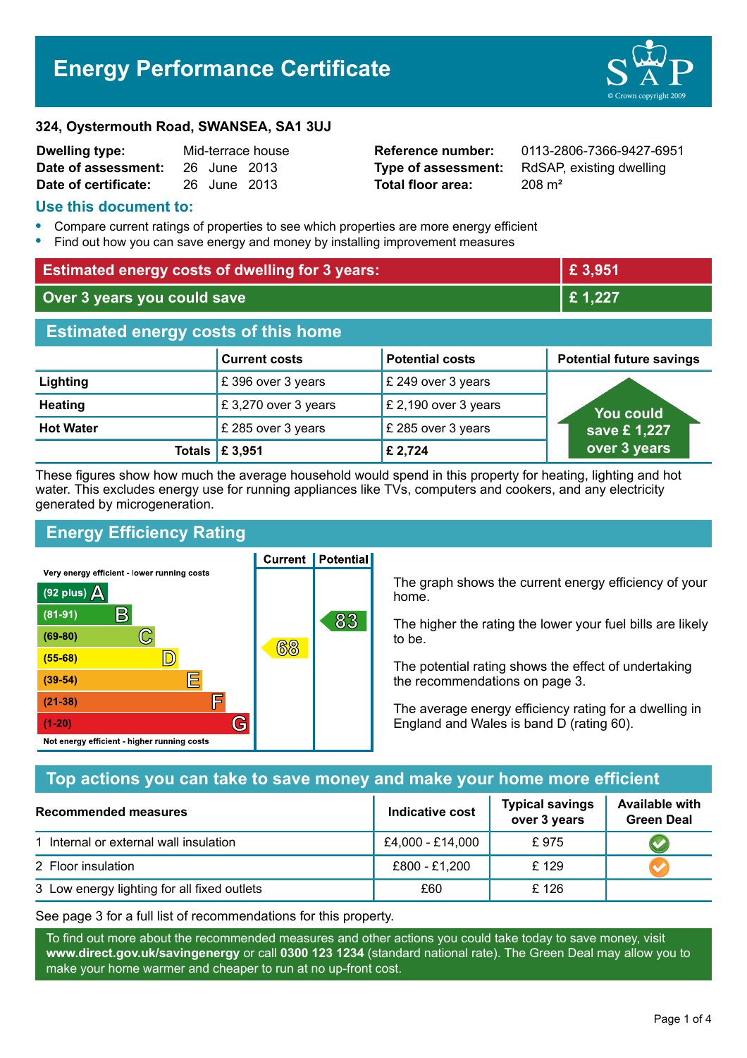# Energy Performance Certificate

**324, Oystermouth Road, SWANSEA, SA1 3UJ**

| | | | |
|---|---|---|---|
| **Dwelling type:** | Mid-terrace house | **Reference number:** | 0113-2806-7366-9427-6951 |
| **Date of assessment:** | 26 June 2013 | **Type of assessment:** | RdSAP, existing dwelling |
| **Date of certificate:** | 26 June 2013 | **Total floor area:** | 208 m² |

## Use this document to:

- Compare current ratings of properties to see which properties are more energy efficient
- Find out how you can save energy and money by installing improvement measures

| | |
|---|---|
| **Estimated energy costs of dwelling for 3 years:** | **£ 3,951** |
| **Over 3 years you could save** | **£ 1,227** |

## Estimated energy costs of this home

| | Current costs | Potential costs | Potential future savings |
|---|---|---|---|
| **Lighting** | £ 396 over 3 years | £ 249 over 3 years | You could save £ 1,227 over 3 years |
| **Heating** | £ 3,270 over 3 years | £ 2,190 over 3 years | |
| **Hot Water** | £ 285 over 3 years | £ 285 over 3 years | |
| **Totals** | **£ 3,951** | **£ 2,724** | |

These figures show how much the average household would spend in this property for heating, lighting and hot water. This excludes energy use for running appliances like TVs, computers and cookers, and any electricity generated by microgeneration.

## Energy Efficiency Rating

Very energy efficient - lower running costs

| Rating | Band | Current | Potential |
|---|---|---|---|
| (92 plus) | A | | |
| (81-91) | B | | 83 |
| (69-80) | C | | |
| (55-68) | D | 68 | |
| (39-54) | E | | |
| (21-38) | F | | |
| (1-20) | G | | |

Not energy efficient - higher running costs

The graph shows the current energy efficiency of your home.

The higher the rating the lower your fuel bills are likely to be.

The potential rating shows the effect of undertaking the recommendations on page 3.

The average energy efficiency rating for a dwelling in England and Wales is band D (rating 60).

## Top actions you can take to save money and make your home more efficient

| Recommended measures | Indicative cost | Typical savings over 3 years | Available with Green Deal |
|---|---|---|---|
| 1 Internal or external wall insulation | £4,000 - £14,000 | £ 975 | ✔ |
| 2 Floor insulation | £800 - £1,200 | £ 129 | ✔ |
| 3 Low energy lighting for all fixed outlets | £60 | £ 126 | |

See page 3 for a full list of recommendations for this property.

To find out more about the recommended measures and other actions you could take today to save money, visit **www.direct.gov.uk/savingenergy** or call **0300 123 1234** (standard national rate). The Green Deal may allow you to make your home warmer and cheaper to run at no up-front cost.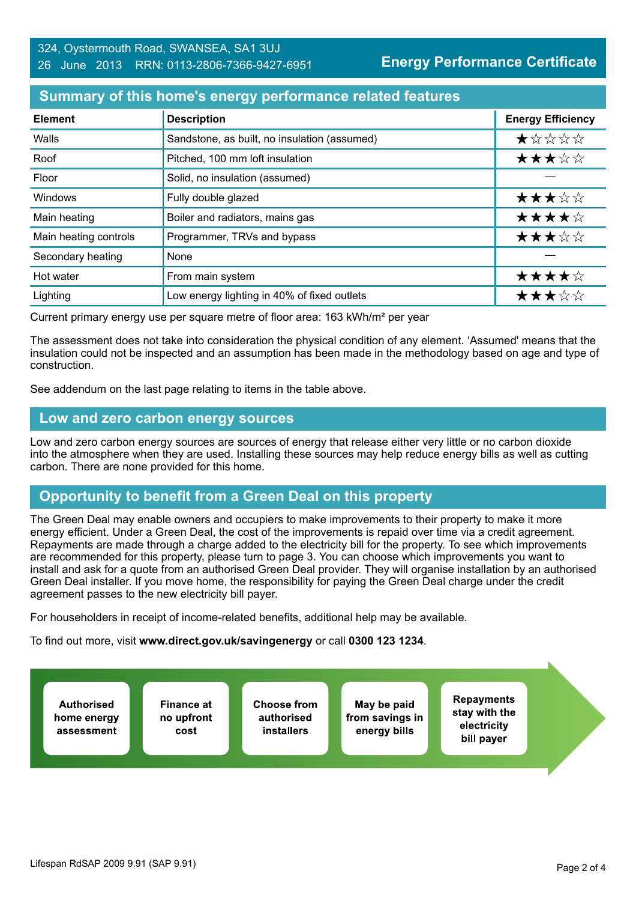324, Oystermouth Road, SWANSEA, SA1 3UJ
26 June 2013 RRN: 0113-2806-7366-9427-6951

**Energy Performance Certificate**

## Summary of this home's energy performance related features

| Element | Description | Energy Efficiency |
|---|---|---|
| Walls | Sandstone, as built, no insulation (assumed) | ★☆☆☆☆ |
| Roof | Pitched, 100 mm loft insulation | ★★★☆☆ |
| Floor | Solid, no insulation (assumed) | — |
| Windows | Fully double glazed | ★★★☆☆ |
| Main heating | Boiler and radiators, mains gas | ★★★★☆ |
| Main heating controls | Programmer, TRVs and bypass | ★★★☆☆ |
| Secondary heating | None | — |
| Hot water | From main system | ★★★★☆ |
| Lighting | Low energy lighting in 40% of fixed outlets | ★★★☆☆ |

Current primary energy use per square metre of floor area: 163 kWh/m² per year

The assessment does not take into consideration the physical condition of any element. 'Assumed' means that the insulation could not be inspected and an assumption has been made in the methodology based on age and type of construction.

See addendum on the last page relating to items in the table above.

## Low and zero carbon energy sources

Low and zero carbon energy sources are sources of energy that release either very little or no carbon dioxide into the atmosphere when they are used. Installing these sources may help reduce energy bills as well as cutting carbon. There are none provided for this home.

## Opportunity to benefit from a Green Deal on this property

The Green Deal may enable owners and occupiers to make improvements to their property to make it more energy efficient. Under a Green Deal, the cost of the improvements is repaid over time via a credit agreement. Repayments are made through a charge added to the electricity bill for the property. To see which improvements are recommended for this property, please turn to page 3. You can choose which improvements you want to install and ask for a quote from an authorised Green Deal provider. They will organise installation by an authorised Green Deal installer. If you move home, the responsibility for paying the Green Deal charge under the credit agreement passes to the new electricity bill payer.

For householders in receipt of income-related benefits, additional help may be available.

To find out more, visit **www.direct.gov.uk/savingenergy** or call **0300 123 1234**.

- **Authorised home energy assessment**
- **Finance at no upfront cost**
- **Choose from authorised installers**
- **May be paid from savings in energy bills**
- **Repayments stay with the electricity bill payer**

Lifespan RdSAP 2009 9.91 (SAP 9.91)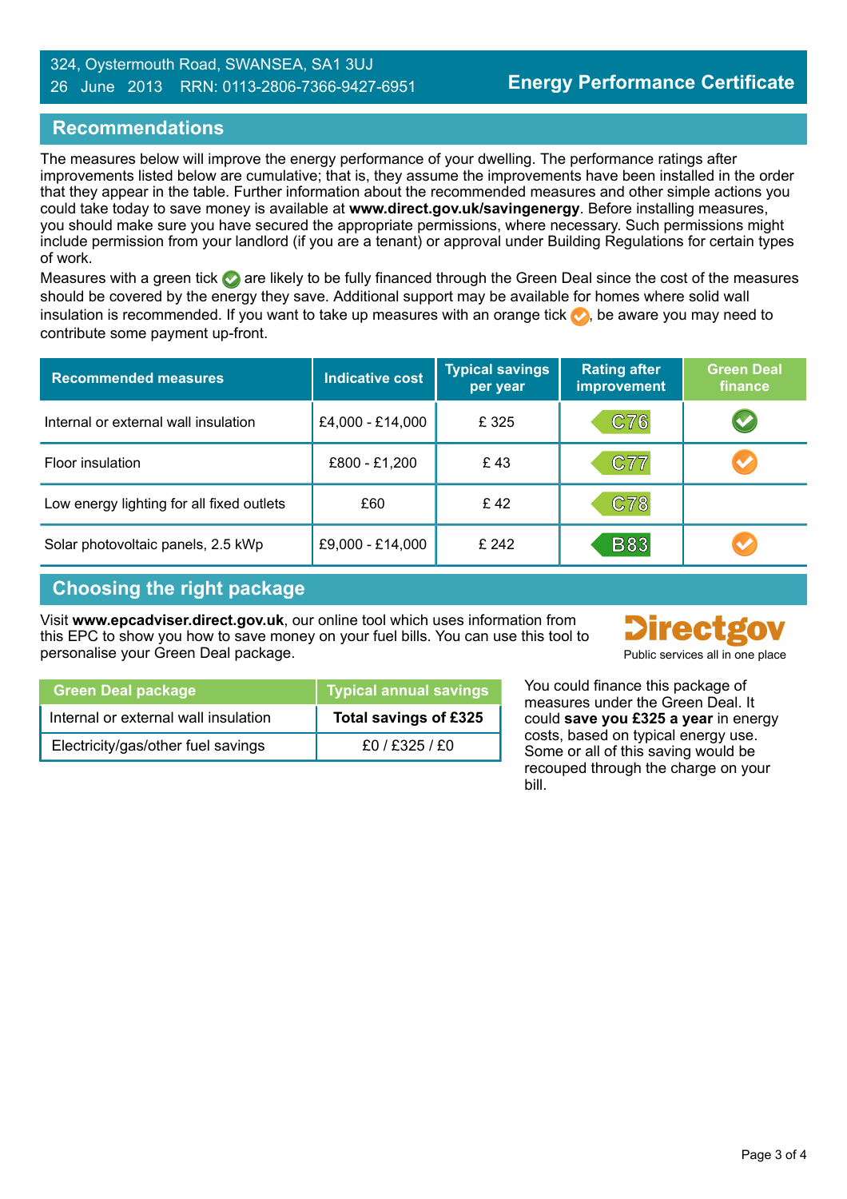324, Oystermouth Road, SWANSEA, SA1 3UJ
26 June 2013 RRN: 0113-2806-7366-9427-6951

**Energy Performance Certificate**

## Recommendations

The measures below will improve the energy performance of your dwelling. The performance ratings after improvements listed below are cumulative; that is, they assume the improvements have been installed in the order that they appear in the table. Further information about the recommended measures and other simple actions you could take today to save money is available at **www.direct.gov.uk/savingenergy**. Before installing measures, you should make sure you have secured the appropriate permissions, where necessary. Such permissions might include permission from your landlord (if you are a tenant) or approval under Building Regulations for certain types of work.

Measures with a green tick ✅ are likely to be fully financed through the Green Deal since the cost of the measures should be covered by the energy they save. Additional support may be available for homes where solid wall insulation is recommended. If you want to take up measures with an orange tick 🟠, be aware you may need to contribute some payment up-front.

| Recommended measures | Indicative cost | Typical savings per year | Rating after improvement | Green Deal finance |
|---|---|---|---|---|
| Internal or external wall insulation | £4,000 - £14,000 | £ 325 | C76 | ✅ (green tick) |
| Floor insulation | £800 - £1,200 | £ 43 | C77 | 🟠 (orange tick) |
| Low energy lighting for all fixed outlets | £60 | £ 42 | C78 | |
| Solar photovoltaic panels, 2.5 kWp | £9,000 - £14,000 | £ 242 | B83 | 🟠 (orange tick) |

## Choosing the right package

Visit **www.epcadviser.direct.gov.uk**, our online tool which uses information from this EPC to show you how to save money on your fuel bills. You can use this tool to personalise your Green Deal package.

Directgov
Public services all in one place

| Green Deal package | Typical annual savings |
|---|---|
| Internal or external wall insulation | **Total savings of £325** |
| Electricity/gas/other fuel savings | £0 / £325 / £0 |

You could finance this package of measures under the Green Deal. It could **save you £325 a year** in energy costs, based on typical energy use. Some or all of this saving would be recouped through the charge on your bill.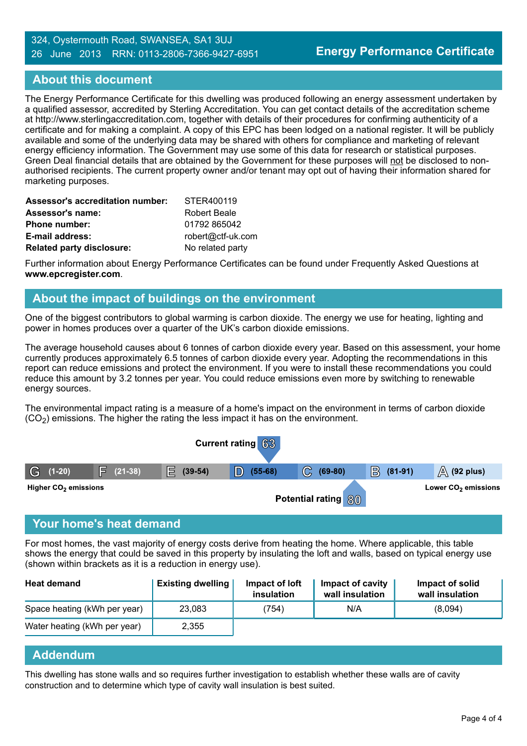324, Oystermouth Road, SWANSEA, SA1 3UJ
26 June 2013 RRN: 0113-2806-7366-9427-6951

**Energy Performance Certificate**

## About this document

The Energy Performance Certificate for this dwelling was produced following an energy assessment undertaken by a qualified assessor, accredited by Sterling Accreditation. You can get contact details of the accreditation scheme at http://www.sterlingaccreditation.com, together with details of their procedures for confirming authenticity of a certificate and for making a complaint. A copy of this EPC has been lodged on a national register. It will be publicly available and some of the underlying data may be shared with others for compliance and marketing of relevant energy efficiency information. The Government may use some of this data for research or statistical purposes. Green Deal financial details that are obtained by the Government for these purposes will not be disclosed to non-authorised recipients. The current property owner and/or tenant may opt out of having their information shared for marketing purposes.

| | |
|---|---|
| **Assessor's accreditation number:** | STER400119 |
| **Assessor's name:** | Robert Beale |
| **Phone number:** | 01792 865042 |
| **E-mail address:** | robert@ctf-uk.com |
| **Related party disclosure:** | No related party |

Further information about Energy Performance Certificates can be found under Frequently Asked Questions at **www.epcregister.com**.

## About the impact of buildings on the environment

One of the biggest contributors to global warming is carbon dioxide. The energy we use for heating, lighting and power in homes produces over a quarter of the UK's carbon dioxide emissions.

The average household causes about 6 tonnes of carbon dioxide every year. Based on this assessment, your home currently produces approximately 6.5 tonnes of carbon dioxide every year. Adopting the recommendations in this report can reduce emissions and protect the environment. If you were to install these recommendations you could reduce this amount by 3.2 tonnes per year. You could reduce emissions even more by switching to renewable energy sources.

The environmental impact rating is a measure of a home's impact on the environment in terms of carbon dioxide ($CO_2$) emissions. The higher the rating the less impact it has on the environment.

Current rating 63

G (1-20)
F (21-38)
E (39-54)
D (55-68)
C (69-80)
B (81-91)
A (92 plus)

Higher $CO_2$ emissions
Lower $CO_2$ emissions

Potential rating 80

## Your home's heat demand

For most homes, the vast majority of energy costs derive from heating the home. Where applicable, this table shows the energy that could be saved in this property by insulating the loft and walls, based on typical energy use (shown within brackets as it is a reduction in energy use).

| Heat demand | Existing dwelling | Impact of loft insulation | Impact of cavity wall insulation | Impact of solid wall insulation |
|---|---|---|---|---|
| Space heating (kWh per year) | 23,083 | (754) | N/A | (8,094) |
| Water heating (kWh per year) | 2,355 | | | |

## Addendum

This dwelling has stone walls and so requires further investigation to establish whether these walls are of cavity construction and to determine which type of cavity wall insulation is best suited.